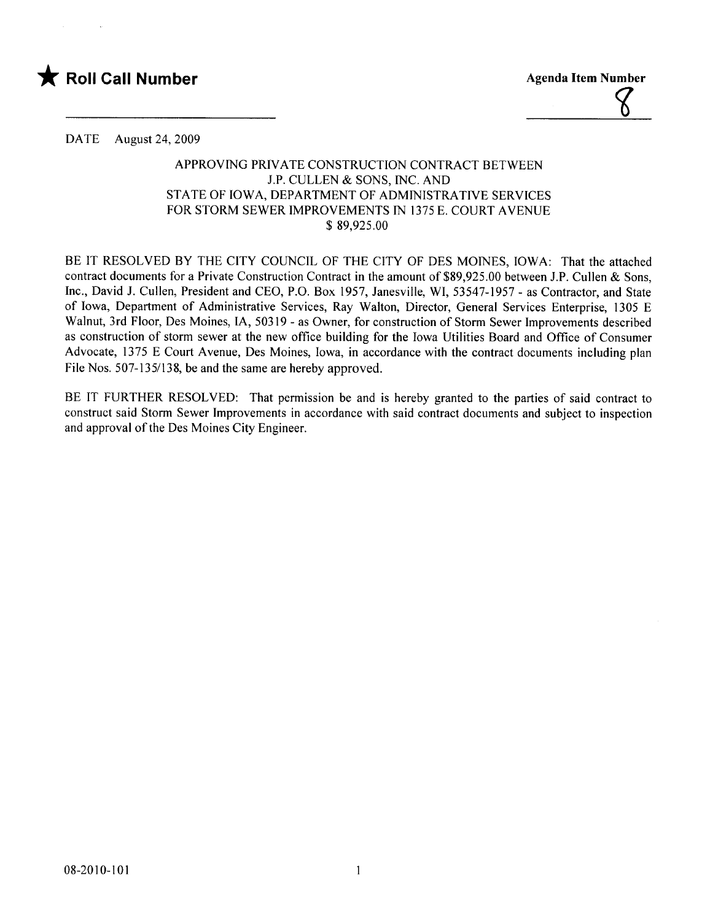★ **Roll Call Number**

**Agenda Item Number**

8

DATE August 24, 2009

APPROVING PRIVATE CONSTRUCTION CONTRACT BETWEEN
J.P. CULLEN & SONS, INC. AND
STATE OF IOWA, DEPARTMENT OF ADMINISTRATIVE SERVICES
FOR STORM SEWER IMPROVEMENTS IN 1375 E. COURT AVENUE
$ 89,925.00

BE IT RESOLVED BY THE CITY COUNCIL OF THE CITY OF DES MOINES, IOWA: That the attached contract documents for a Private Construction Contract in the amount of $89,925.00 between J.P. Cullen & Sons, Inc., David J. Cullen, President and CEO, P.O. Box 1957, Janesville, WI, 53547-1957 - as Contractor, and State of Iowa, Department of Administrative Services, Ray Walton, Director, General Services Enterprise, 1305 E Walnut, 3rd Floor, Des Moines, IA, 50319 - as Owner, for construction of Storm Sewer Improvements described as construction of storm sewer at the new office building for the Iowa Utilities Board and Office of Consumer Advocate, 1375 E Court Avenue, Des Moines, Iowa, in accordance with the contract documents including plan File Nos. 507-135/138, be and the same are hereby approved.

BE IT FURTHER RESOLVED: That permission be and is hereby granted to the parties of said contract to construct said Storm Sewer Improvements in accordance with said contract documents and subject to inspection and approval of the Des Moines City Engineer.

08-2010-101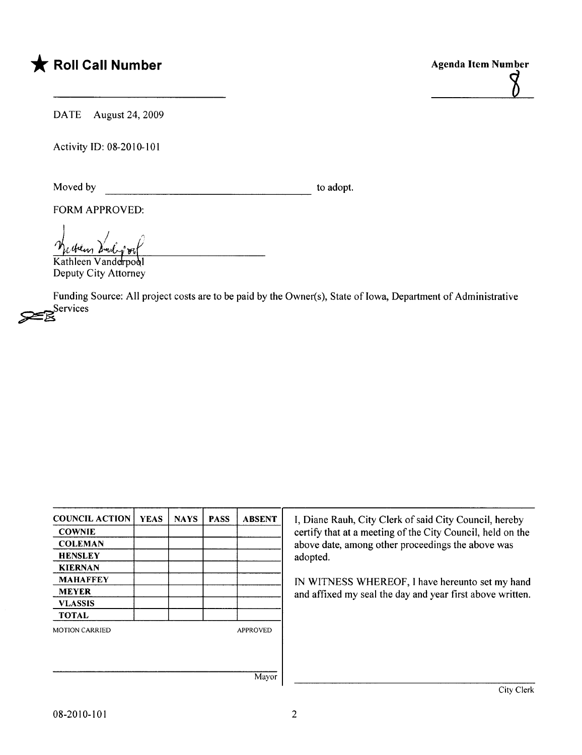★ **Roll Call Number**

**Agenda Item Number**

8

DATE August 24, 2009

Activity ID: 08-2010-101

Moved by \_\_\_\_\_\_\_\_\_\_\_\_\_\_\_\_\_\_\_\_\_\_\_\_\_\_\_\_\_\_\_\_\_\_\_\_ to adopt.

FORM APPROVED:

Kathleen Vanderpool
Deputy City Attorney

Funding Source: All project costs are to be paid by the Owner(s), State of Iowa, Department of Administrative Services

| COUNCIL ACTION | YEAS | NAYS | PASS | ABSENT |
|---|---|---|---|---|
| COWNIE | | | | |
| COLEMAN | | | | |
| HENSLEY | | | | |
| KIERNAN | | | | |
| MAHAFFEY | | | | |
| MEYER | | | | |
| VLASSIS | | | | |
| TOTAL | | | | |

MOTION CARRIED APPROVED

\_\_\_\_\_\_\_\_\_\_\_\_\_\_\_\_\_\_\_\_\_\_\_\_\_\_\_\_\_\_\_\_\_\_\_\_
Mayor

I, Diane Rauh, City Clerk of said City Council, hereby certify that at a meeting of the City Council, held on the above date, among other proceedings the above was adopted.

IN WITNESS WHEREOF, I have hereunto set my hand and affixed my seal the day and year first above written.

\_\_\_\_\_\_\_\_\_\_\_\_\_\_\_\_\_\_\_\_\_\_\_\_\_\_\_\_\_\_\_\_\_\_\_\_
City Clerk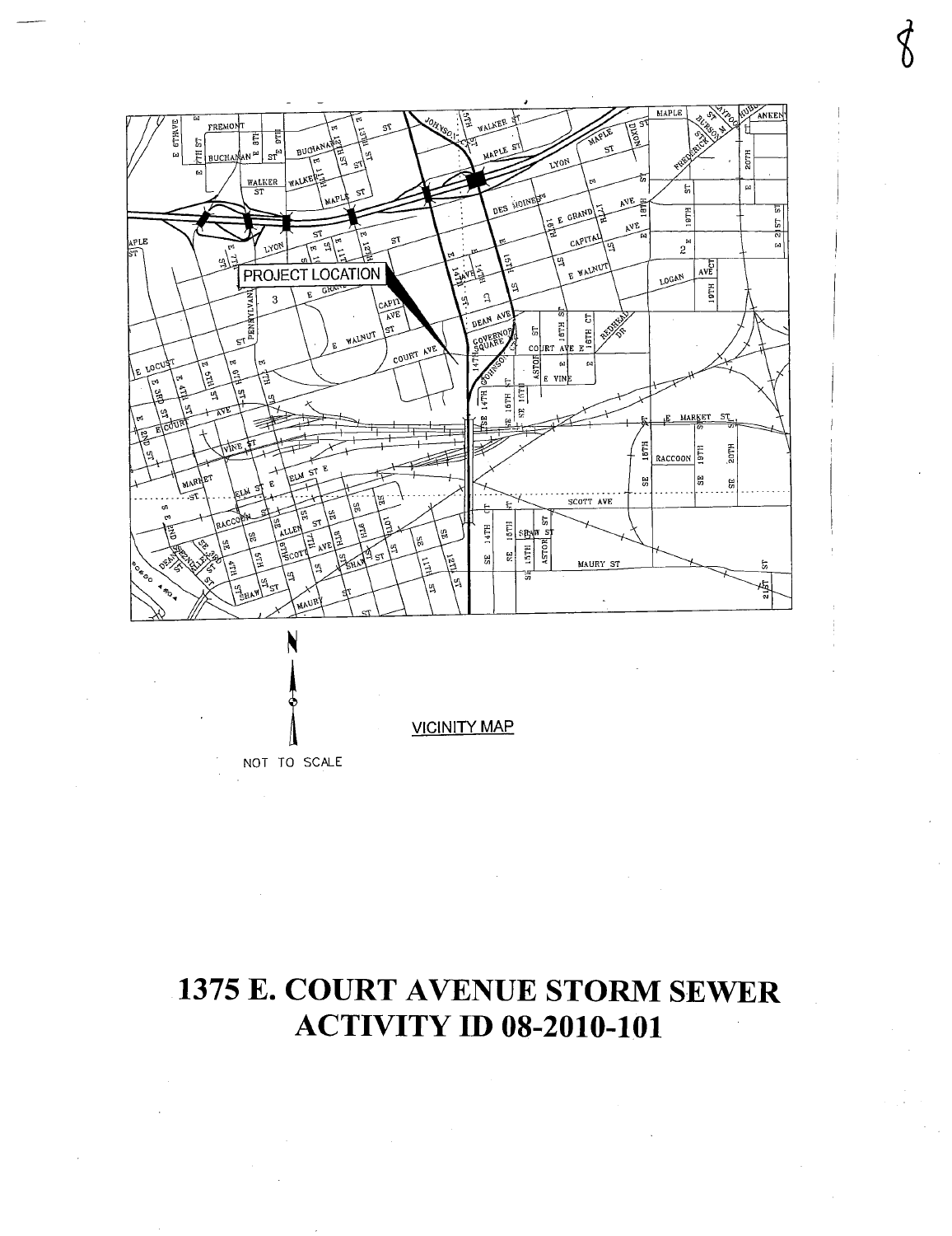PROJECT LOCATION

N

NOT TO SCALE

VICINITY MAP

# 1375 E. COURT AVENUE STORM SEWER
# ACTIVITY ID 08-2010-101